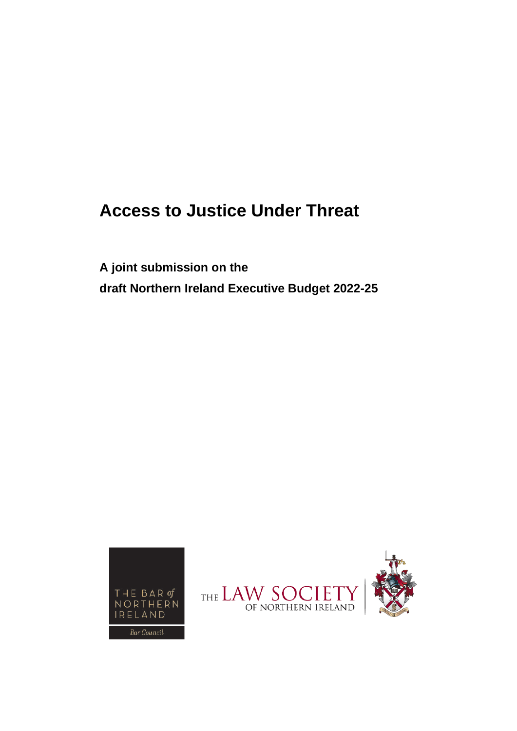# Access to Justice Under Threat

**A joint submission on the**
**draft Northern Ireland Executive Budget 2022-25**

THE BAR of NORTHERN IRELAND
Bar Council

THE LAW SOCIETY OF NORTHERN IRELAND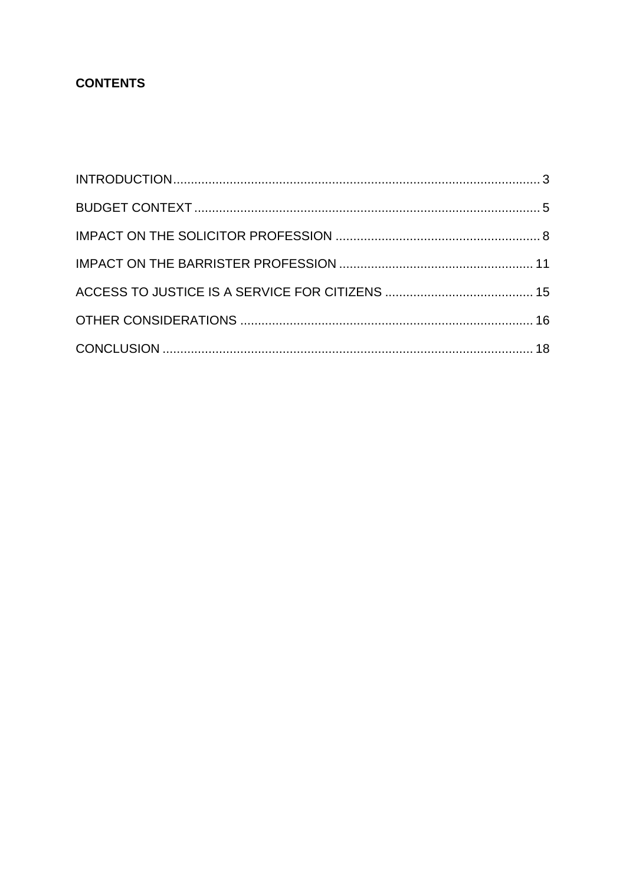**CONTENTS**

INTRODUCTION .......................................................................................................... 3

BUDGET CONTEXT .................................................................................................. 5

IMPACT ON THE SOLICITOR PROFESSION ........................................................... 8

IMPACT ON THE BARRISTER PROFESSION ......................................................... 11

ACCESS TO JUSTICE IS A SERVICE FOR CITIZENS ........................................... 15

OTHER CONSIDERATIONS ...................................................................................... 16

CONCLUSION ........................................................................................................... 18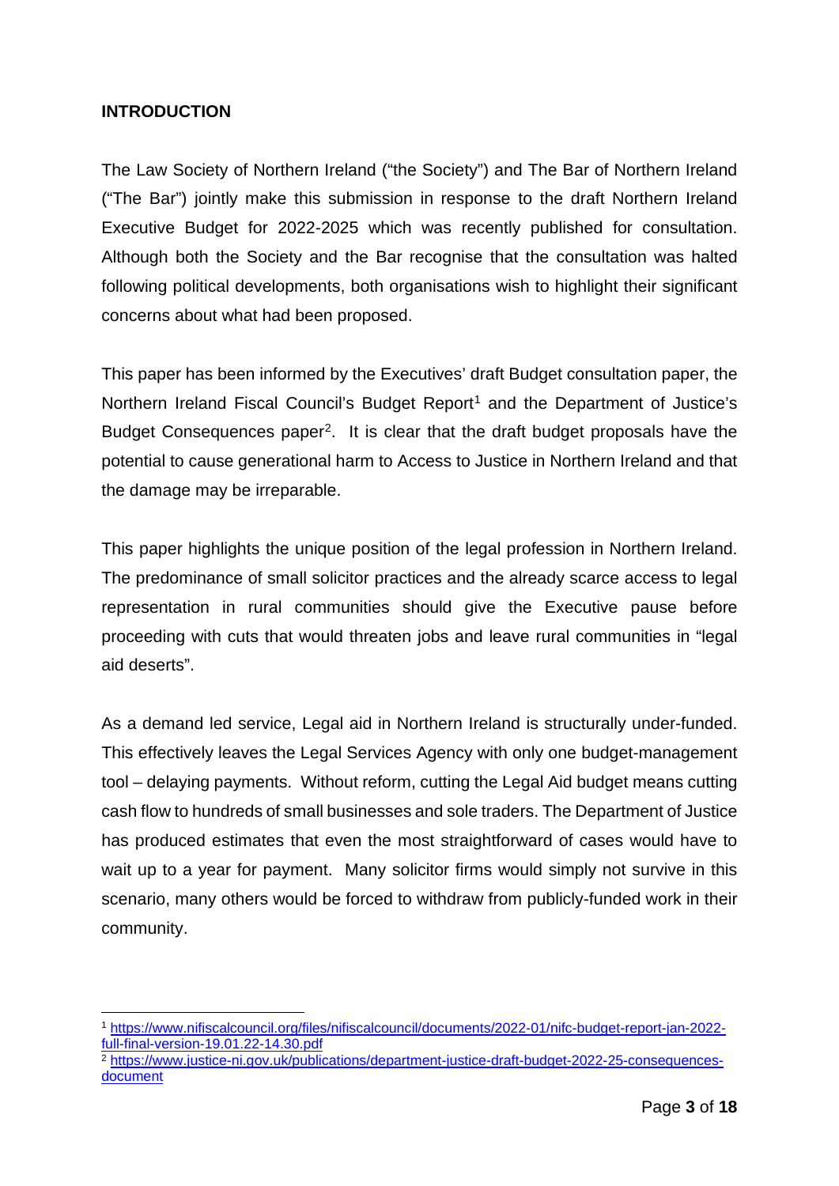## INTRODUCTION

The Law Society of Northern Ireland ("the Society") and The Bar of Northern Ireland ("The Bar") jointly make this submission in response to the draft Northern Ireland Executive Budget for 2022-2025 which was recently published for consultation. Although both the Society and the Bar recognise that the consultation was halted following political developments, both organisations wish to highlight their significant concerns about what had been proposed.

This paper has been informed by the Executives' draft Budget consultation paper, the Northern Ireland Fiscal Council's Budget Report[1] and the Department of Justice's Budget Consequences paper[2]. It is clear that the draft budget proposals have the potential to cause generational harm to Access to Justice in Northern Ireland and that the damage may be irreparable.

This paper highlights the unique position of the legal profession in Northern Ireland. The predominance of small solicitor practices and the already scarce access to legal representation in rural communities should give the Executive pause before proceeding with cuts that would threaten jobs and leave rural communities in "legal aid deserts".

As a demand led service, Legal aid in Northern Ireland is structurally under-funded. This effectively leaves the Legal Services Agency with only one budget-management tool – delaying payments. Without reform, cutting the Legal Aid budget means cutting cash flow to hundreds of small businesses and sole traders. The Department of Justice has produced estimates that even the most straightforward of cases would have to wait up to a year for payment. Many solicitor firms would simply not survive in this scenario, many others would be forced to withdraw from publicly-funded work in their community.

---

[1] https://www.nifiscalcouncil.org/files/nifiscalcouncil/documents/2022-01/nifc-budget-report-jan-2022-full-final-version-19.01.22-14.30.pdf

[2] https://www.justice-ni.gov.uk/publications/department-justice-draft-budget-2022-25-consequences-document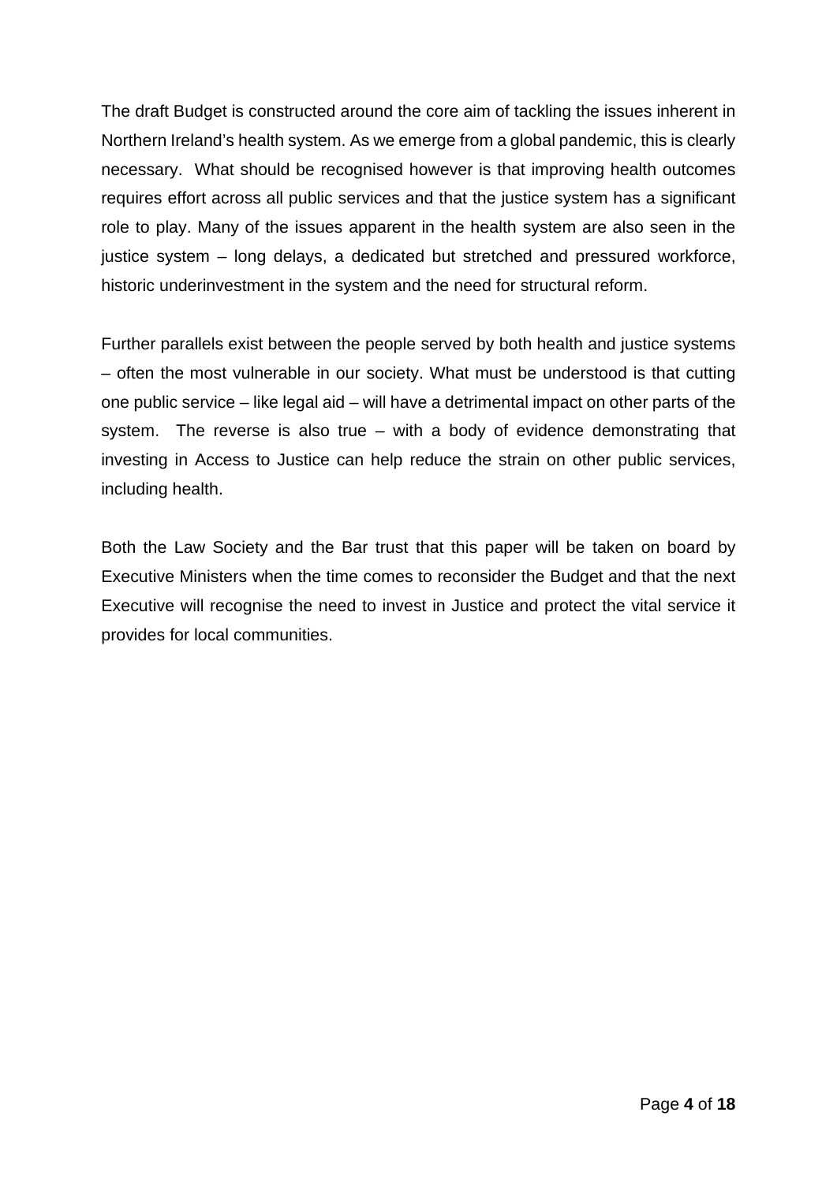The draft Budget is constructed around the core aim of tackling the issues inherent in Northern Ireland's health system. As we emerge from a global pandemic, this is clearly necessary. What should be recognised however is that improving health outcomes requires effort across all public services and that the justice system has a significant role to play. Many of the issues apparent in the health system are also seen in the justice system – long delays, a dedicated but stretched and pressured workforce, historic underinvestment in the system and the need for structural reform.

Further parallels exist between the people served by both health and justice systems – often the most vulnerable in our society. What must be understood is that cutting one public service – like legal aid – will have a detrimental impact on other parts of the system. The reverse is also true – with a body of evidence demonstrating that investing in Access to Justice can help reduce the strain on other public services, including health.

Both the Law Society and the Bar trust that this paper will be taken on board by Executive Ministers when the time comes to reconsider the Budget and that the next Executive will recognise the need to invest in Justice and protect the vital service it provides for local communities.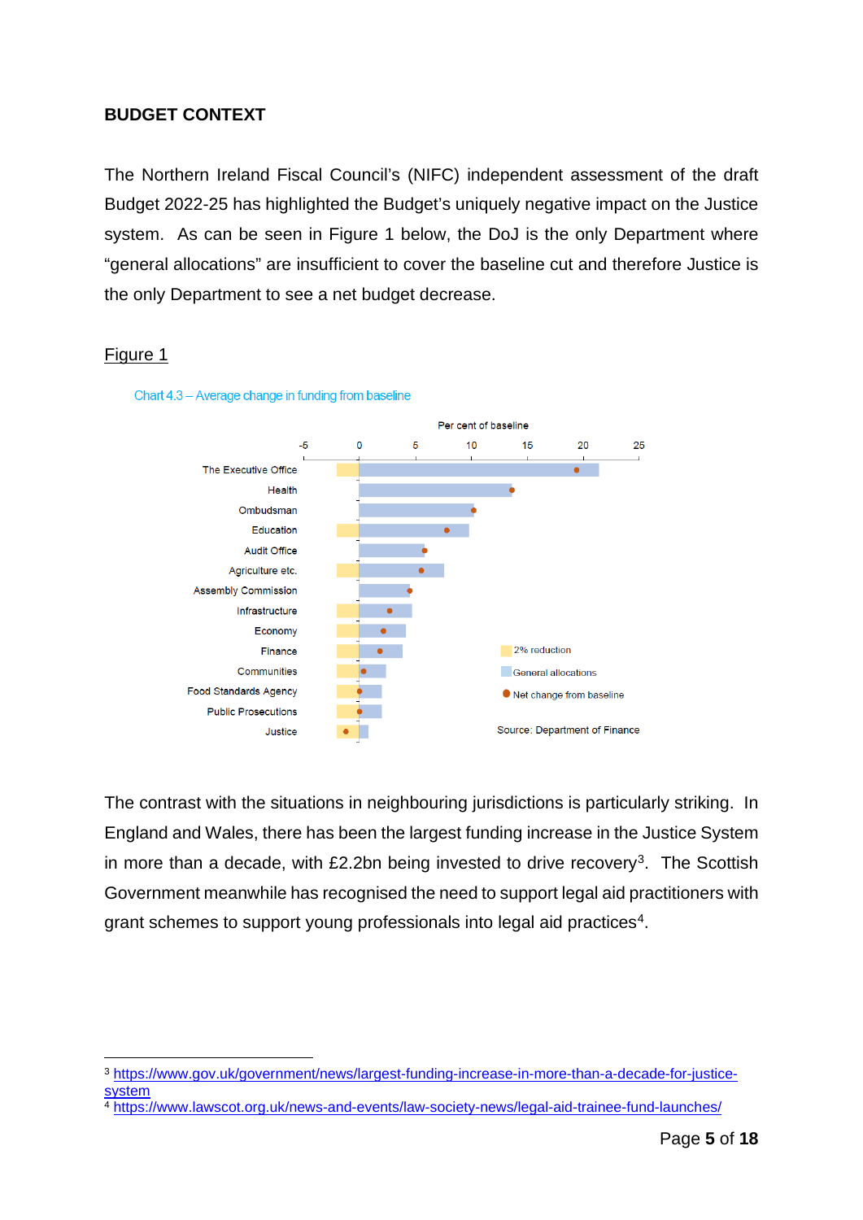## BUDGET CONTEXT

The Northern Ireland Fiscal Council's (NIFC) independent assessment of the draft Budget 2022-25 has highlighted the Budget's uniquely negative impact on the Justice system. As can be seen in Figure 1 below, the DoJ is the only Department where "general allocations" are insufficient to cover the baseline cut and therefore Justice is the only Department to see a net budget decrease.

Figure 1

Chart 4.3 – Average change in funding from baseline

Per cent of baseline

The Executive Office
Health
Ombudsman
Education
Audit Office
Agriculture etc.
Assembly Commission
Infrastructure
Economy
Finance
Communities
Food Standards Agency
Public Prosecutions
Justice

2% reduction
General allocations
Net change from baseline

Source: Department of Finance

The contrast with the situations in neighbouring jurisdictions is particularly striking. In England and Wales, there has been the largest funding increase in the Justice System in more than a decade, with £2.2bn being invested to drive recovery[3]. The Scottish Government meanwhile has recognised the need to support legal aid practitioners with grant schemes to support young professionals into legal aid practices[4].

---

[3] https://www.gov.uk/government/news/largest-funding-increase-in-more-than-a-decade-for-justice-system

[4] https://www.lawscot.org.uk/news-and-events/law-society-news/legal-aid-trainee-fund-launches/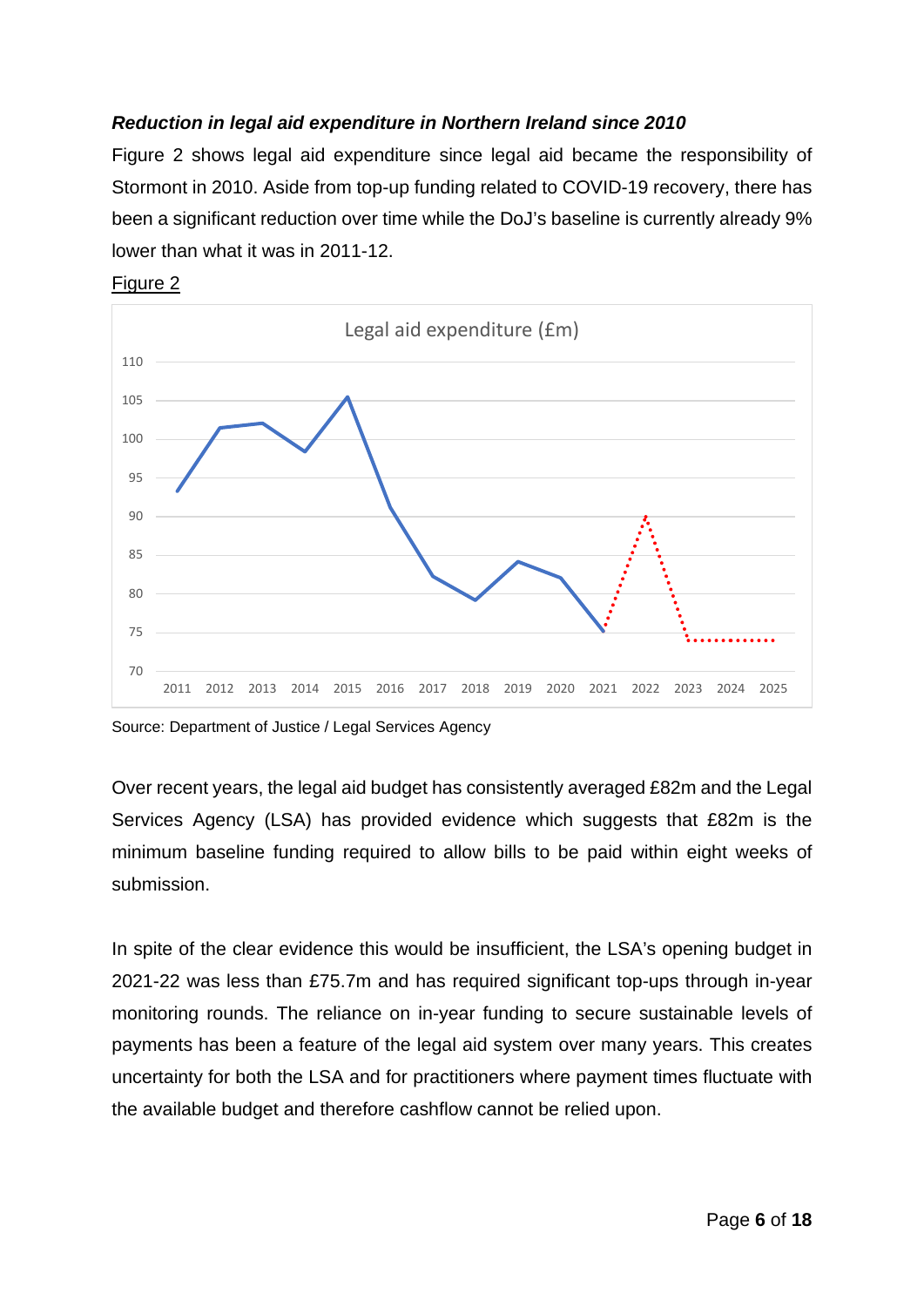***Reduction in legal aid expenditure in Northern Ireland since 2010***

Figure 2 shows legal aid expenditure since legal aid became the responsibility of Stormont in 2010. Aside from top-up funding related to COVID-19 recovery, there has been a significant reduction over time while the DoJ's baseline is currently already 9% lower than what it was in 2011-12.

Figure 2

Source: Department of Justice / Legal Services Agency

Over recent years, the legal aid budget has consistently averaged £82m and the Legal Services Agency (LSA) has provided evidence which suggests that £82m is the minimum baseline funding required to allow bills to be paid within eight weeks of submission.

In spite of the clear evidence this would be insufficient, the LSA's opening budget in 2021-22 was less than £75.7m and has required significant top-ups through in-year monitoring rounds. The reliance on in-year funding to secure sustainable levels of payments has been a feature of the legal aid system over many years. This creates uncertainty for both the LSA and for practitioners where payment times fluctuate with the available budget and therefore cashflow cannot be relied upon.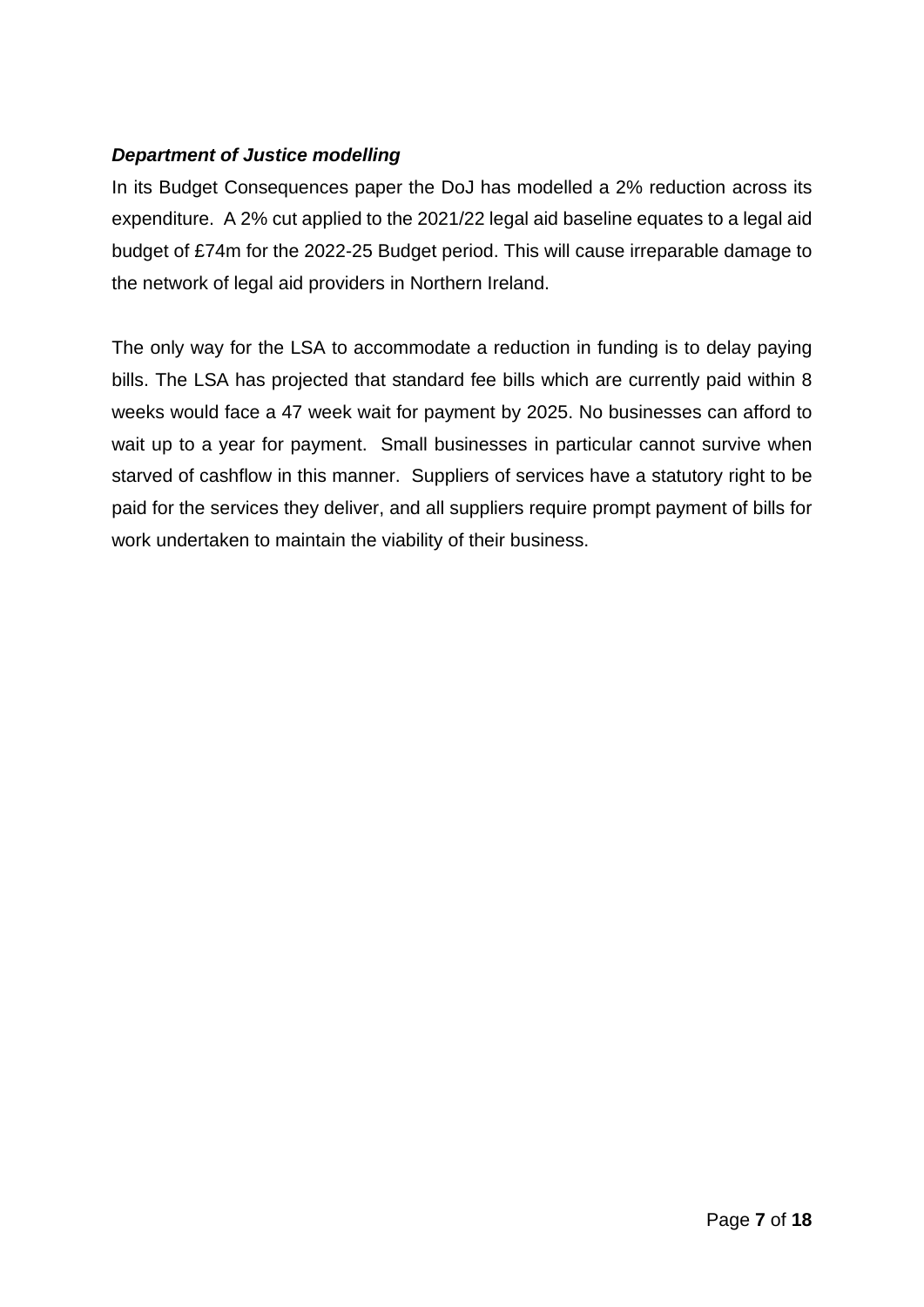***Department of Justice modelling***

In its Budget Consequences paper the DoJ has modelled a 2% reduction across its expenditure.  A 2% cut applied to the 2021/22 legal aid baseline equates to a legal aid budget of £74m for the 2022-25 Budget period. This will cause irreparable damage to the network of legal aid providers in Northern Ireland.

The only way for the LSA to accommodate a reduction in funding is to delay paying bills. The LSA has projected that standard fee bills which are currently paid within 8 weeks would face a 47 week wait for payment by 2025. No businesses can afford to wait up to a year for payment.  Small businesses in particular cannot survive when starved of cashflow in this manner.  Suppliers of services have a statutory right to be paid for the services they deliver, and all suppliers require prompt payment of bills for work undertaken to maintain the viability of their business.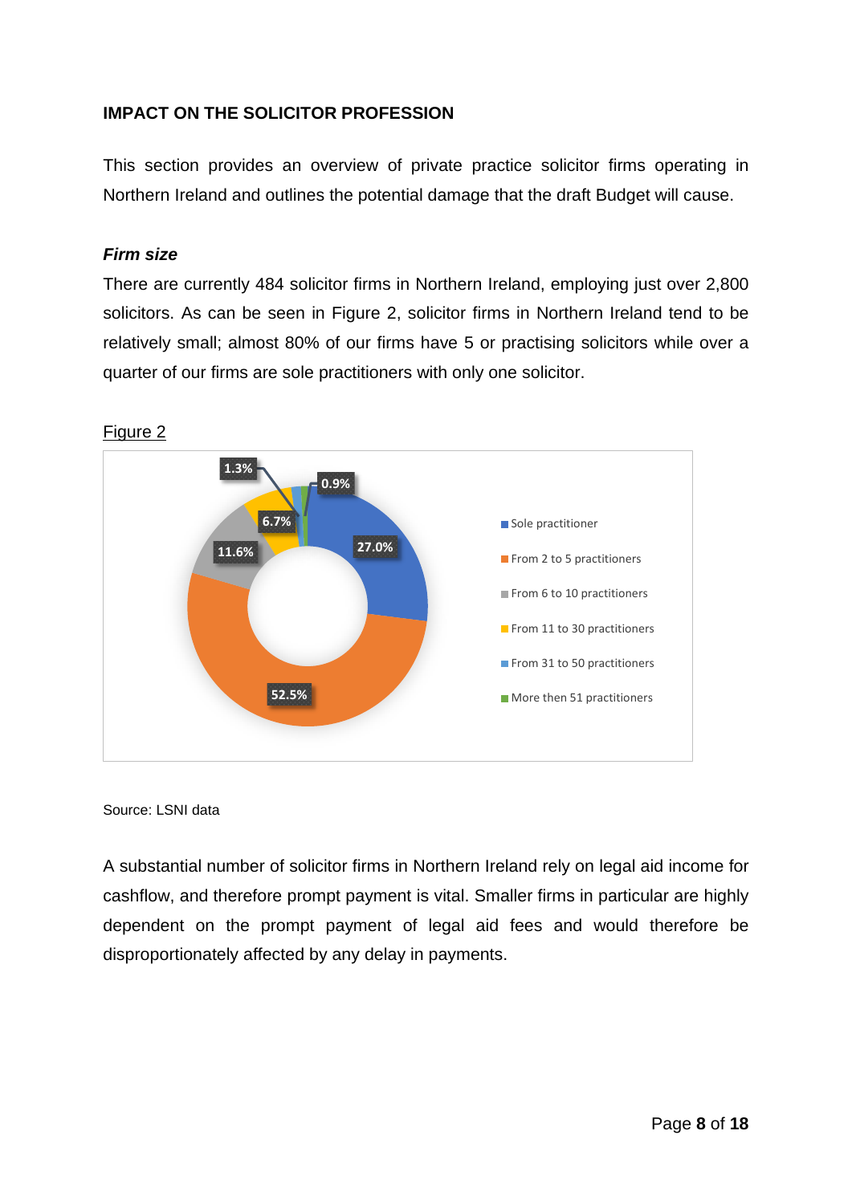**IMPACT ON THE SOLICITOR PROFESSION**

This section provides an overview of private practice solicitor firms operating in Northern Ireland and outlines the potential damage that the draft Budget will cause.

***Firm size***

There are currently 484 solicitor firms in Northern Ireland, employing just over 2,800 solicitors. As can be seen in Figure 2, solicitor firms in Northern Ireland tend to be relatively small; almost 80% of our firms have 5 or practising solicitors while over a quarter of our firms are sole practitioners with only one solicitor.

Figure 2

| Category | Percentage |
| --- | --- |
| Sole practitioner | 27.0% |
| From 2 to 5 practitioners | 52.5% |
| From 6 to 10 practitioners | 11.6% |
| From 11 to 30 practitioners | 6.7% |
| From 31 to 50 practitioners | 1.3% |
| More then 51 practitioners | 0.9% |

Source: LSNI data

A substantial number of solicitor firms in Northern Ireland rely on legal aid income for cashflow, and therefore prompt payment is vital. Smaller firms in particular are highly dependent on the prompt payment of legal aid fees and would therefore be disproportionately affected by any delay in payments.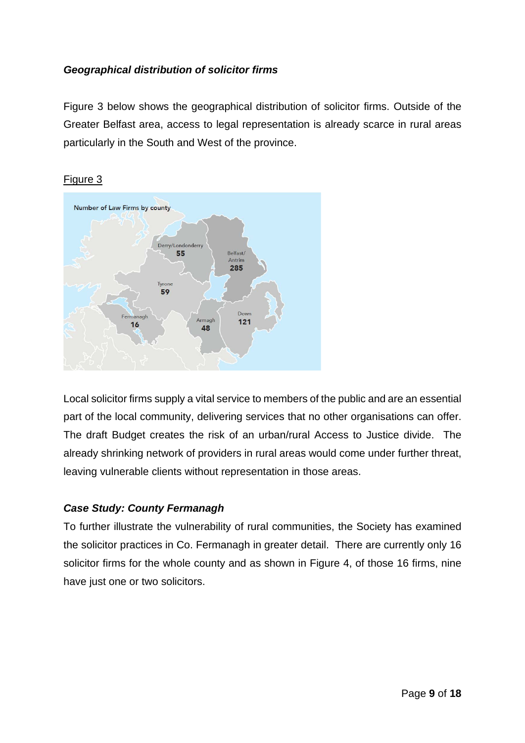### *Geographical distribution of solicitor firms*

Figure 3 below shows the geographical distribution of solicitor firms. Outside of the Greater Belfast area, access to legal representation is already scarce in rural areas particularly in the South and West of the province.

Figure 3

Number of Law Firms by county

Derry/Londonderry 55

Belfast/ Antrim 285

Tyrone 59

Fermanagh 16

Armagh 48

Down 121

Local solicitor firms supply a vital service to members of the public and are an essential part of the local community, delivering services that no other organisations can offer. The draft Budget creates the risk of an urban/rural Access to Justice divide. The already shrinking network of providers in rural areas would come under further threat, leaving vulnerable clients without representation in those areas.

### *Case Study: County Fermanagh*

To further illustrate the vulnerability of rural communities, the Society has examined the solicitor practices in Co. Fermanagh in greater detail. There are currently only 16 solicitor firms for the whole county and as shown in Figure 4, of those 16 firms, nine have just one or two solicitors.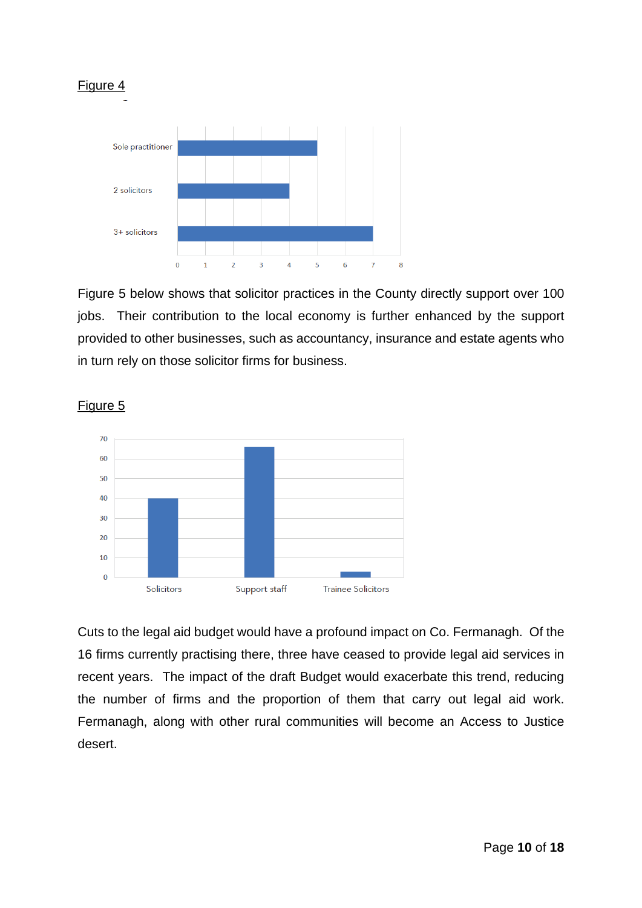Figure 4

| | |
|---|---|
| Sole practitioner | 5 |
| 2 solicitors | 4 |
| 3+ solicitors | 7 |

Figure 5 below shows that solicitor practices in the County directly support over 100 jobs. Their contribution to the local economy is further enhanced by the support provided to other businesses, such as accountancy, insurance and estate agents who in turn rely on those solicitor firms for business.

Figure 5

| | |
|---|---|
| Solicitors | 40 |
| Support staff | 66 |
| Trainee Solicitors | 3 |

Cuts to the legal aid budget would have a profound impact on Co. Fermanagh. Of the 16 firms currently practising there, three have ceased to provide legal aid services in recent years. The impact of the draft Budget would exacerbate this trend, reducing the number of firms and the proportion of them that carry out legal aid work. Fermanagh, along with other rural communities will become an Access to Justice desert.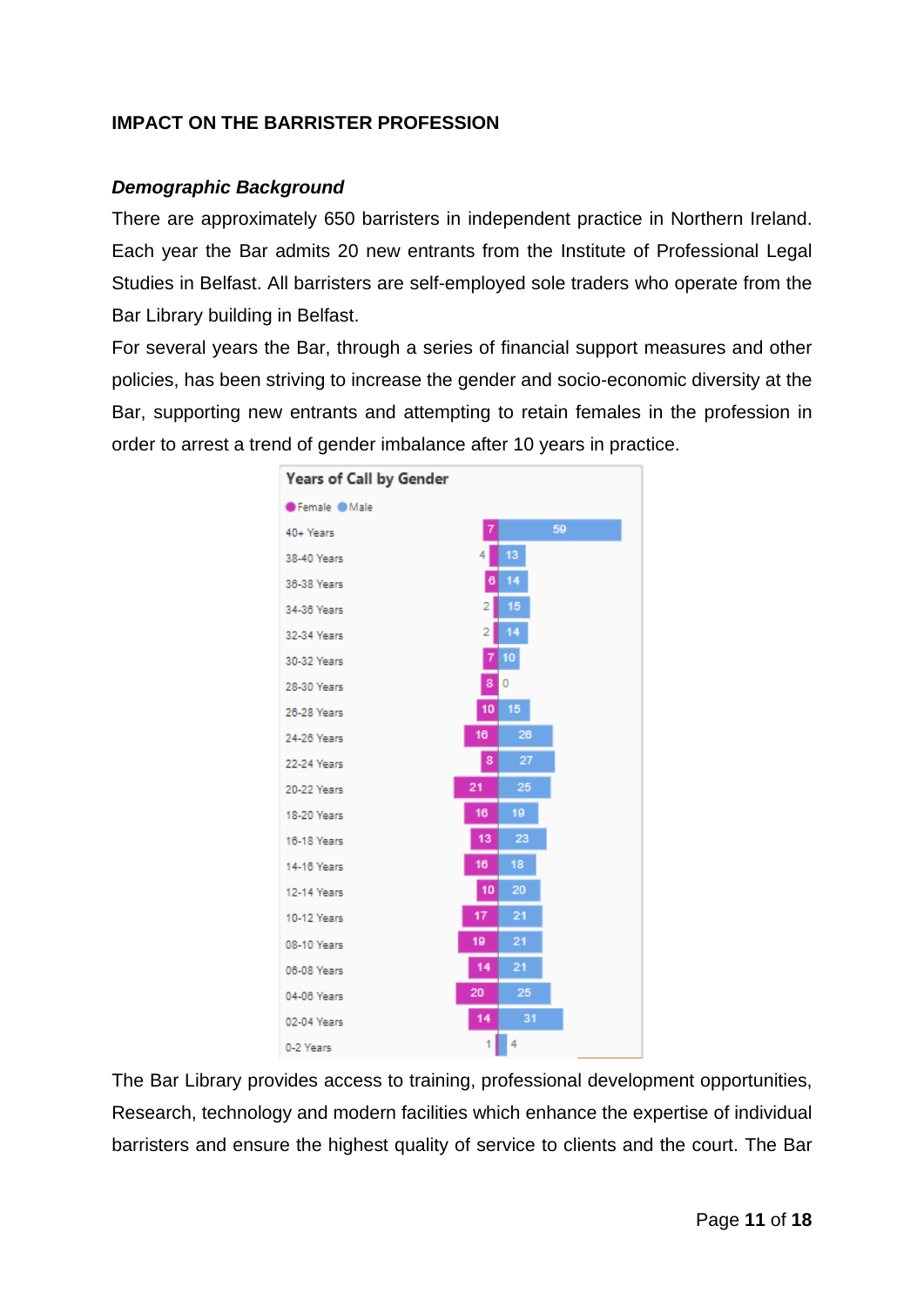**IMPACT ON THE BARRISTER PROFESSION**

***Demographic Background***

There are approximately 650 barristers in independent practice in Northern Ireland. Each year the Bar admits 20 new entrants from the Institute of Professional Legal Studies in Belfast. All barristers are self-employed sole traders who operate from the Bar Library building in Belfast.

For several years the Bar, through a series of financial support measures and other policies, has been striving to increase the gender and socio-economic diversity at the Bar, supporting new entrants and attempting to retain females in the profession in order to arrest a trend of gender imbalance after 10 years in practice.

**Years of Call by Gender**

| Years of Call | Female | Male |
|---|---|---|
| 40+ Years | 7 | 59 |
| 38-40 Years | 4 | 13 |
| 36-38 Years | 6 | 14 |
| 34-36 Years | 2 | 15 |
| 32-34 Years | 2 | 14 |
| 30-32 Years | 7 | 10 |
| 28-30 Years | 8 | 0 |
| 26-28 Years | 10 | 15 |
| 24-26 Years | 16 | 26 |
| 22-24 Years | 8 | 27 |
| 20-22 Years | 21 | 25 |
| 18-20 Years | 16 | 19 |
| 16-18 Years | 13 | 23 |
| 14-16 Years | 16 | 18 |
| 12-14 Years | 10 | 20 |
| 10-12 Years | 17 | 21 |
| 08-10 Years | 19 | 21 |
| 06-08 Years | 14 | 21 |
| 04-06 Years | 20 | 25 |
| 02-04 Years | 14 | 31 |
| 0-2 Years | 1 | 4 |

The Bar Library provides access to training, professional development opportunities, Research, technology and modern facilities which enhance the expertise of individual barristers and ensure the highest quality of service to clients and the court. The Bar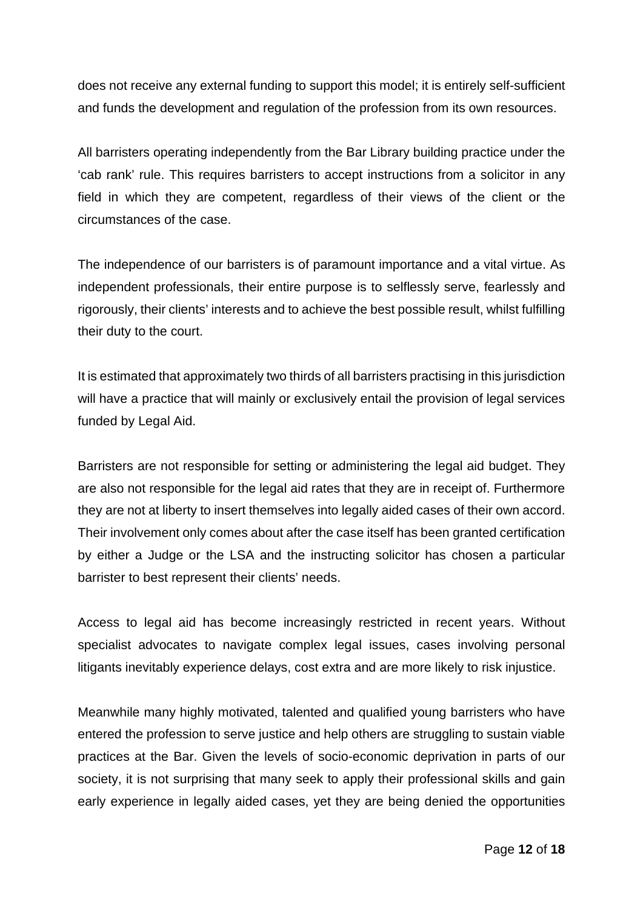does not receive any external funding to support this model; it is entirely self-sufficient and funds the development and regulation of the profession from its own resources.

All barristers operating independently from the Bar Library building practice under the 'cab rank' rule. This requires barristers to accept instructions from a solicitor in any field in which they are competent, regardless of their views of the client or the circumstances of the case.

The independence of our barristers is of paramount importance and a vital virtue. As independent professionals, their entire purpose is to selflessly serve, fearlessly and rigorously, their clients' interests and to achieve the best possible result, whilst fulfilling their duty to the court.

It is estimated that approximately two thirds of all barristers practising in this jurisdiction will have a practice that will mainly or exclusively entail the provision of legal services funded by Legal Aid.

Barristers are not responsible for setting or administering the legal aid budget. They are also not responsible for the legal aid rates that they are in receipt of. Furthermore they are not at liberty to insert themselves into legally aided cases of their own accord. Their involvement only comes about after the case itself has been granted certification by either a Judge or the LSA and the instructing solicitor has chosen a particular barrister to best represent their clients' needs.

Access to legal aid has become increasingly restricted in recent years. Without specialist advocates to navigate complex legal issues, cases involving personal litigants inevitably experience delays, cost extra and are more likely to risk injustice.

Meanwhile many highly motivated, talented and qualified young barristers who have entered the profession to serve justice and help others are struggling to sustain viable practices at the Bar. Given the levels of socio-economic deprivation in parts of our society, it is not surprising that many seek to apply their professional skills and gain early experience in legally aided cases, yet they are being denied the opportunities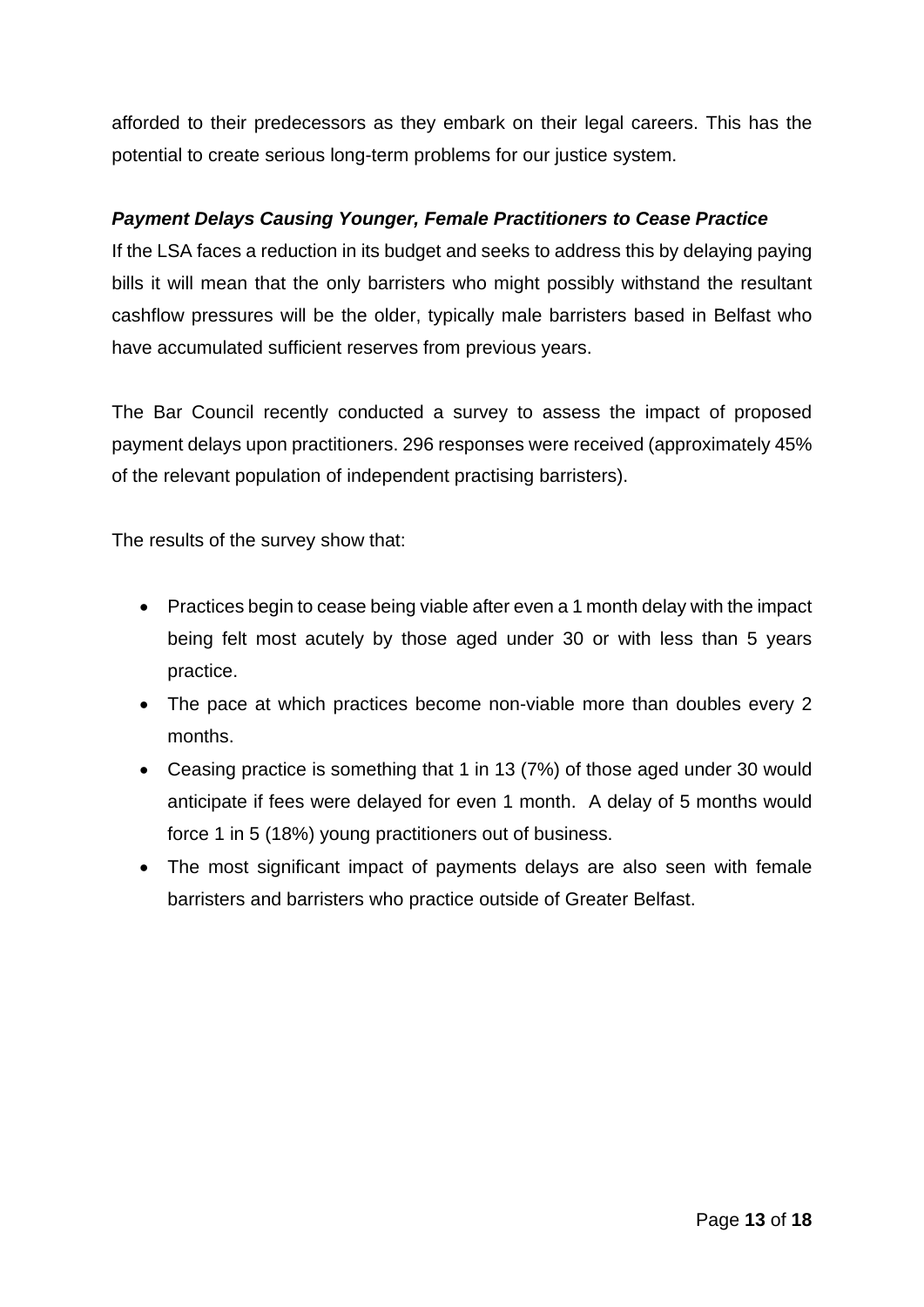afforded to their predecessors as they embark on their legal careers. This has the potential to create serious long-term problems for our justice system.

***Payment Delays Causing Younger, Female Practitioners to Cease Practice***

If the LSA faces a reduction in its budget and seeks to address this by delaying paying bills it will mean that the only barristers who might possibly withstand the resultant cashflow pressures will be the older, typically male barristers based in Belfast who have accumulated sufficient reserves from previous years.

The Bar Council recently conducted a survey to assess the impact of proposed payment delays upon practitioners. 296 responses were received (approximately 45% of the relevant population of independent practising barristers).

The results of the survey show that:

- Practices begin to cease being viable after even a 1 month delay with the impact being felt most acutely by those aged under 30 or with less than 5 years practice.
- The pace at which practices become non-viable more than doubles every 2 months.
- Ceasing practice is something that 1 in 13 (7%) of those aged under 30 would anticipate if fees were delayed for even 1 month. A delay of 5 months would force 1 in 5 (18%) young practitioners out of business.
- The most significant impact of payments delays are also seen with female barristers and barristers who practice outside of Greater Belfast.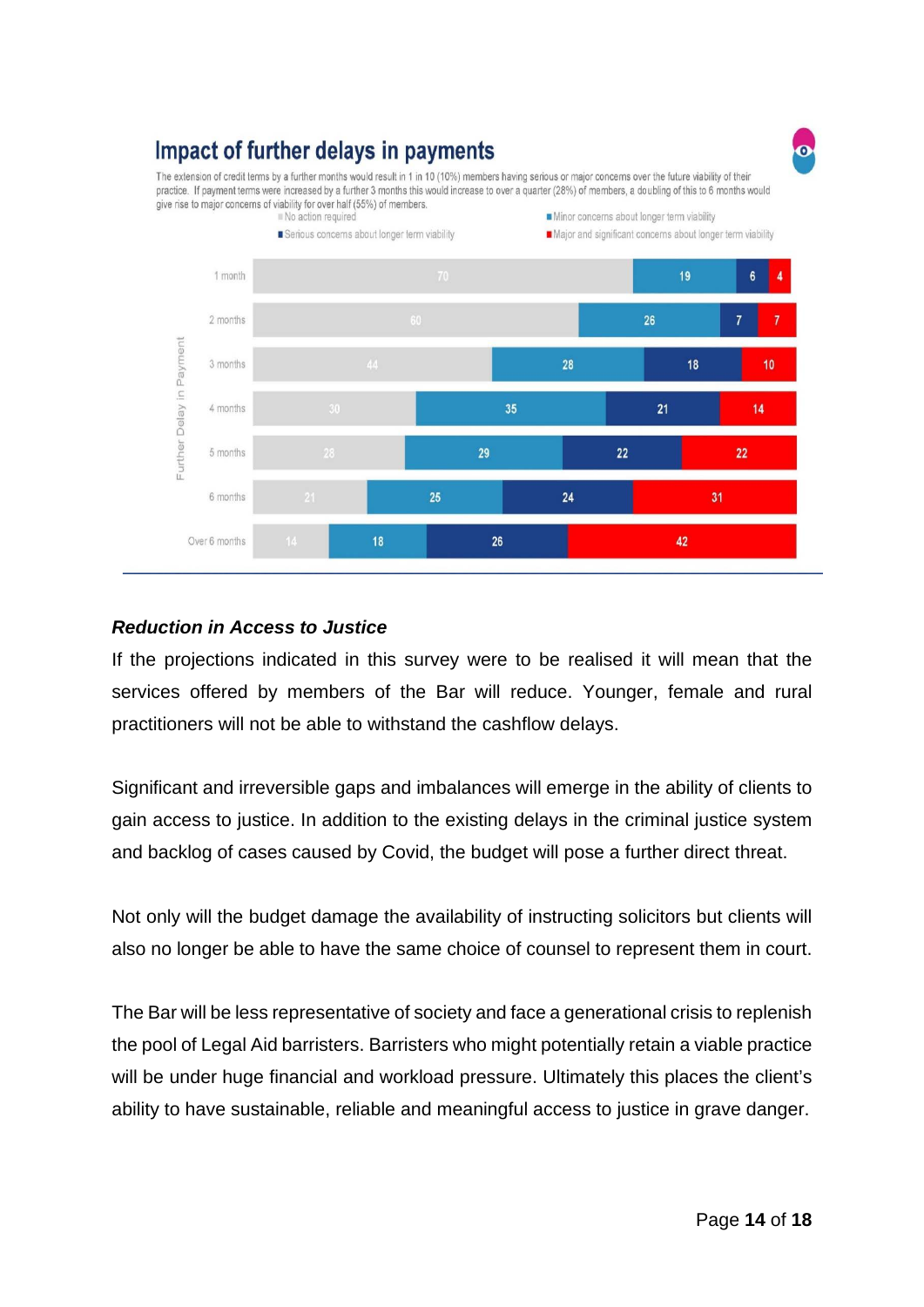## Impact of further delays in payments

The extension of credit terms by a further months would result in 1 in 10 (10%) members having serious or major concerns over the future viability of their practice. If payment terms were increased by a further 3 months this would increase to over a quarter (28%) of members, a doubling of this to 6 months would give rise to major concerns of viability for over half (55%) of members.

| Further Delay in Payment | No action required | Minor concerns about longer term viability | Serious concerns about longer term viability | Major and significant concerns about longer term viability |
|---|---|---|---|---|
| 1 month | 70 | 19 | 6 | 4 |
| 2 months | 60 | 26 | 7 | 7 |
| 3 months | 44 | 28 | 18 | 10 |
| 4 months | 30 | 35 | 21 | 14 |
| 5 months | 28 | 29 | 22 | 22 |
| 6 months | 21 | 25 | 24 | 31 |
| Over 6 months | 14 | 18 | 26 | 42 |

***Reduction in Access to Justice***

If the projections indicated in this survey were to be realised it will mean that the services offered by members of the Bar will reduce. Younger, female and rural practitioners will not be able to withstand the cashflow delays.

Significant and irreversible gaps and imbalances will emerge in the ability of clients to gain access to justice. In addition to the existing delays in the criminal justice system and backlog of cases caused by Covid, the budget will pose a further direct threat.

Not only will the budget damage the availability of instructing solicitors but clients will also no longer be able to have the same choice of counsel to represent them in court.

The Bar will be less representative of society and face a generational crisis to replenish the pool of Legal Aid barristers. Barristers who might potentially retain a viable practice will be under huge financial and workload pressure. Ultimately this places the client's ability to have sustainable, reliable and meaningful access to justice in grave danger.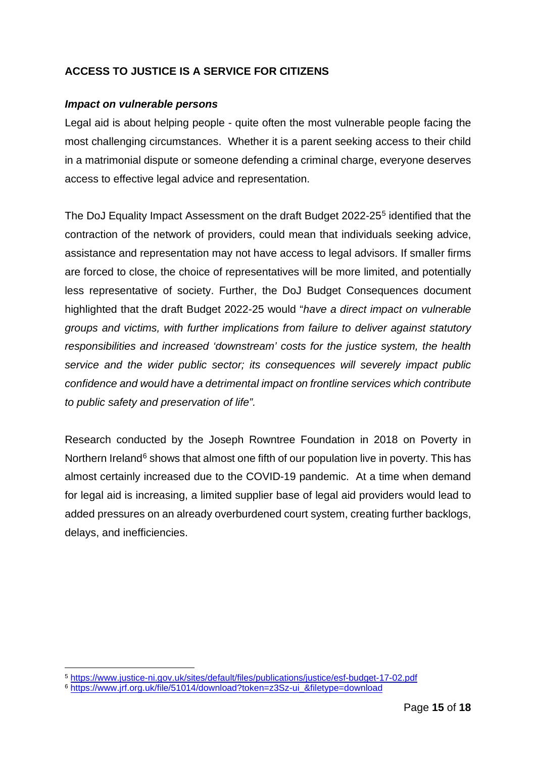## ACCESS TO JUSTICE IS A SERVICE FOR CITIZENS

### *Impact on vulnerable persons*

Legal aid is about helping people - quite often the most vulnerable people facing the most challenging circumstances. Whether it is a parent seeking access to their child in a matrimonial dispute or someone defending a criminal charge, everyone deserves access to effective legal advice and representation.

The DoJ Equality Impact Assessment on the draft Budget 2022-25[5] identified that the contraction of the network of providers, could mean that individuals seeking advice, assistance and representation may not have access to legal advisors. If smaller firms are forced to close, the choice of representatives will be more limited, and potentially less representative of society. Further, the DoJ Budget Consequences document highlighted that the draft Budget 2022-25 would "*have a direct impact on vulnerable groups and victims, with further implications from failure to deliver against statutory responsibilities and increased 'downstream' costs for the justice system, the health service and the wider public sector; its consequences will severely impact public confidence and would have a detrimental impact on frontline services which contribute to public safety and preservation of life".*

Research conducted by the Joseph Rowntree Foundation in 2018 on Poverty in Northern Ireland[6] shows that almost one fifth of our population live in poverty. This has almost certainly increased due to the COVID-19 pandemic. At a time when demand for legal aid is increasing, a limited supplier base of legal aid providers would lead to added pressures on an already overburdened court system, creating further backlogs, delays, and inefficiencies.

---

[5] https://www.justice-ni.gov.uk/sites/default/files/publications/justice/esf-budget-17-02.pdf

[6] https://www.jrf.org.uk/file/51014/download?token=z3Sz-ui_&filetype=download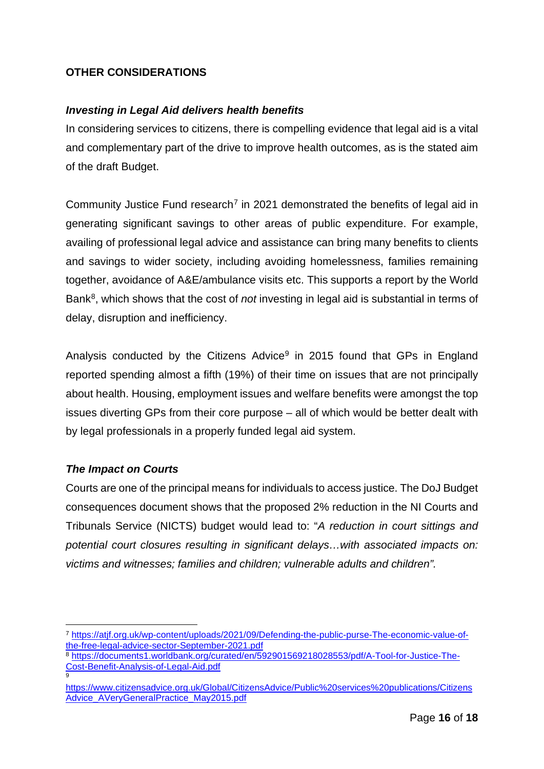**OTHER CONSIDERATIONS**

***Investing in Legal Aid delivers health benefits***

In considering services to citizens, there is compelling evidence that legal aid is a vital and complementary part of the drive to improve health outcomes, as is the stated aim of the draft Budget.

Community Justice Fund research[7] in 2021 demonstrated the benefits of legal aid in generating significant savings to other areas of public expenditure. For example, availing of professional legal advice and assistance can bring many benefits to clients and savings to wider society, including avoiding homelessness, families remaining together, avoidance of A&E/ambulance visits etc. This supports a report by the World Bank[8], which shows that the cost of *not* investing in legal aid is substantial in terms of delay, disruption and inefficiency.

Analysis conducted by the Citizens Advice[9] in 2015 found that GPs in England reported spending almost a fifth (19%) of their time on issues that are not principally about health. Housing, employment issues and welfare benefits were amongst the top issues diverting GPs from their core purpose – all of which would be better dealt with by legal professionals in a properly funded legal aid system.

***The Impact on Courts***

Courts are one of the principal means for individuals to access justice. The DoJ Budget consequences document shows that the proposed 2% reduction in the NI Courts and Tribunals Service (NICTS) budget would lead to: "*A reduction in court sittings and potential court closures resulting in significant delays…with associated impacts on: victims and witnesses; families and children; vulnerable adults and children".*

---

[7] https://atjf.org.uk/wp-content/uploads/2021/09/Defending-the-public-purse-The-economic-value-of-the-free-legal-advice-sector-September-2021.pdf

[8] https://documents1.worldbank.org/curated/en/592901569218028553/pdf/A-Tool-for-Justice-The-Cost-Benefit-Analysis-of-Legal-Aid.pdf

[9] https://www.citizensadvice.org.uk/Global/CitizensAdvice/Public%20services%20publications/CitizensAdvice_AVeryGeneralPractice_May2015.pdf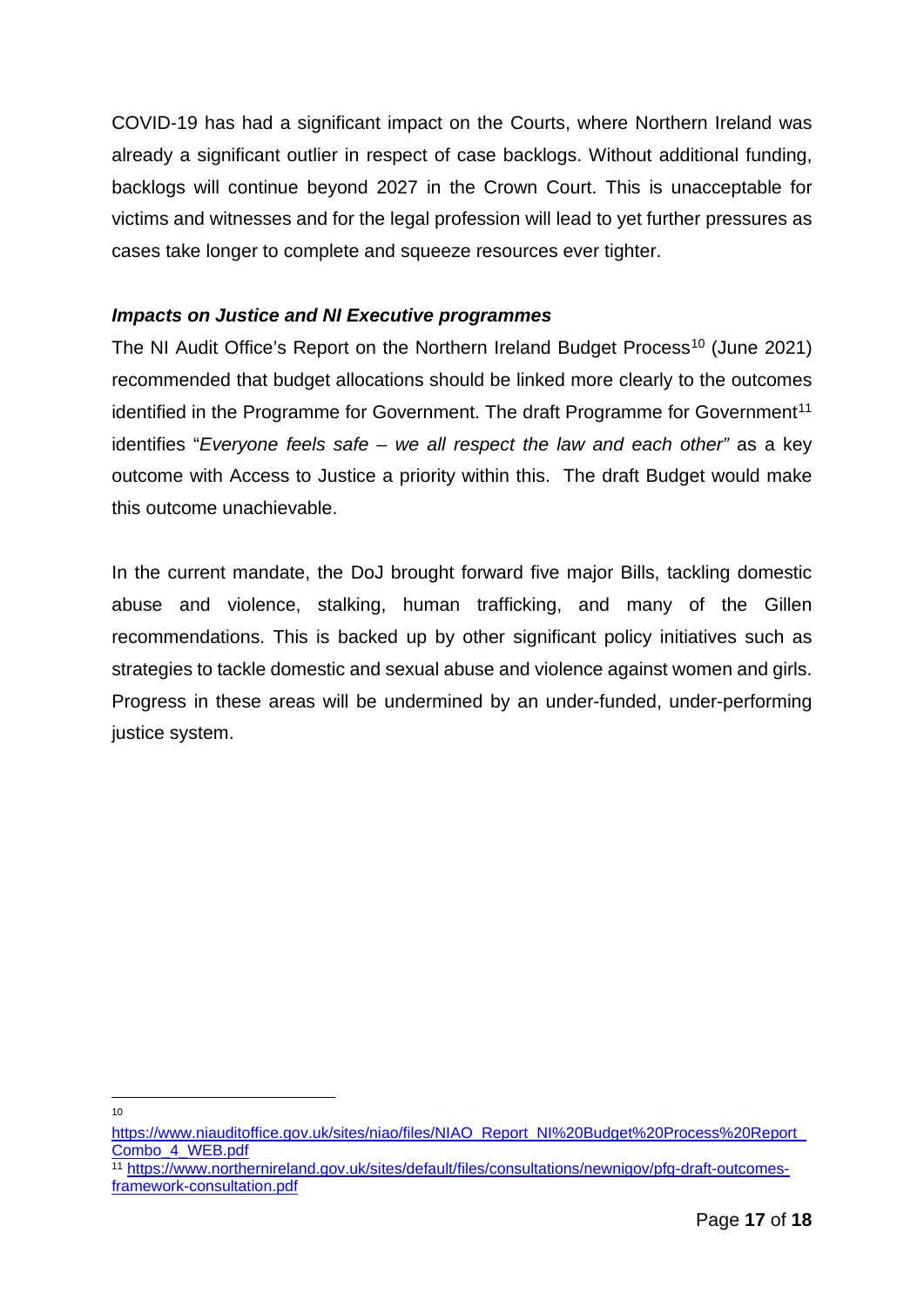COVID-19 has had a significant impact on the Courts, where Northern Ireland was already a significant outlier in respect of case backlogs. Without additional funding, backlogs will continue beyond 2027 in the Crown Court. This is unacceptable for victims and witnesses and for the legal profession will lead to yet further pressures as cases take longer to complete and squeeze resources ever tighter.

***Impacts on Justice and NI Executive programmes***

The NI Audit Office's Report on the Northern Ireland Budget Process[10] (June 2021) recommended that budget allocations should be linked more clearly to the outcomes identified in the Programme for Government. The draft Programme for Government[11] identifies "*Everyone feels safe – we all respect the law and each other"* as a key outcome with Access to Justice a priority within this. The draft Budget would make this outcome unachievable.

In the current mandate, the DoJ brought forward five major Bills, tackling domestic abuse and violence, stalking, human trafficking, and many of the Gillen recommendations. This is backed up by other significant policy initiatives such as strategies to tackle domestic and sexual abuse and violence against women and girls. Progress in these areas will be undermined by an under-funded, under-performing justice system.

---

[10] https://www.niauditoffice.gov.uk/sites/niao/files/NIAO_Report_NI%20Budget%20Process%20Report_Combo_4_WEB.pdf

[11] https://www.northernireland.gov.uk/sites/default/files/consultations/newnigov/pfg-draft-outcomes-framework-consultation.pdf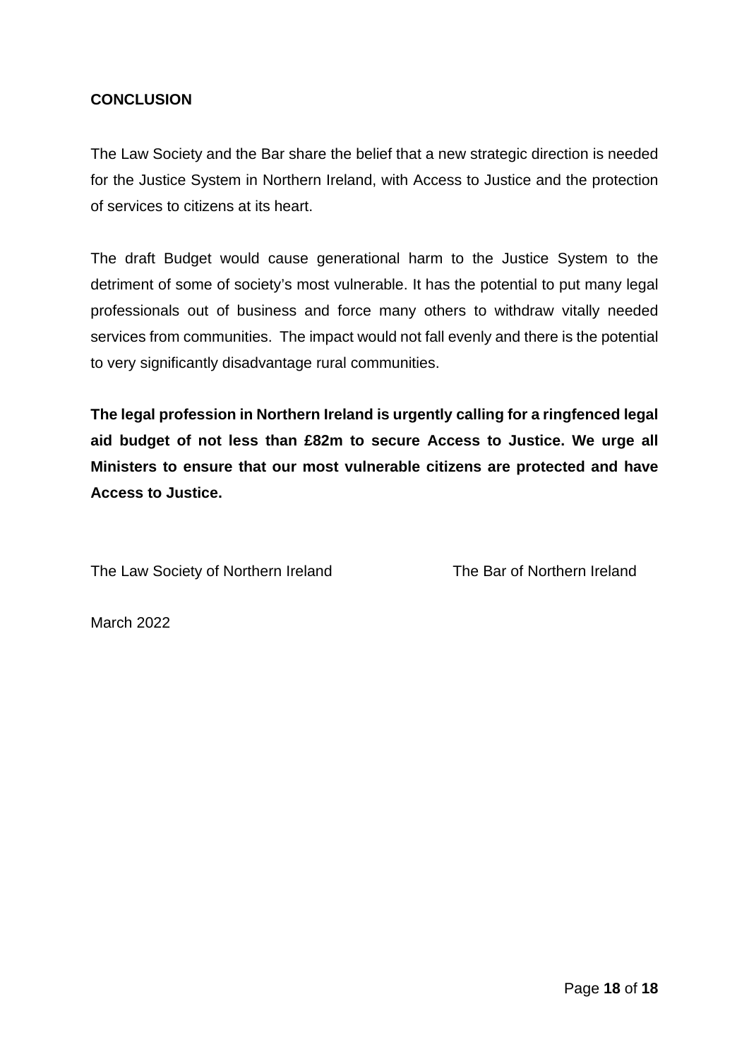## CONCLUSION

The Law Society and the Bar share the belief that a new strategic direction is needed for the Justice System in Northern Ireland, with Access to Justice and the protection of services to citizens at its heart.

The draft Budget would cause generational harm to the Justice System to the detriment of some of society's most vulnerable. It has the potential to put many legal professionals out of business and force many others to withdraw vitally needed services from communities. The impact would not fall evenly and there is the potential to very significantly disadvantage rural communities.

**The legal profession in Northern Ireland is urgently calling for a ringfenced legal aid budget of not less than £82m to secure Access to Justice. We urge all Ministers to ensure that our most vulnerable citizens are protected and have Access to Justice.**

The Law Society of Northern Ireland

The Bar of Northern Ireland

March 2022